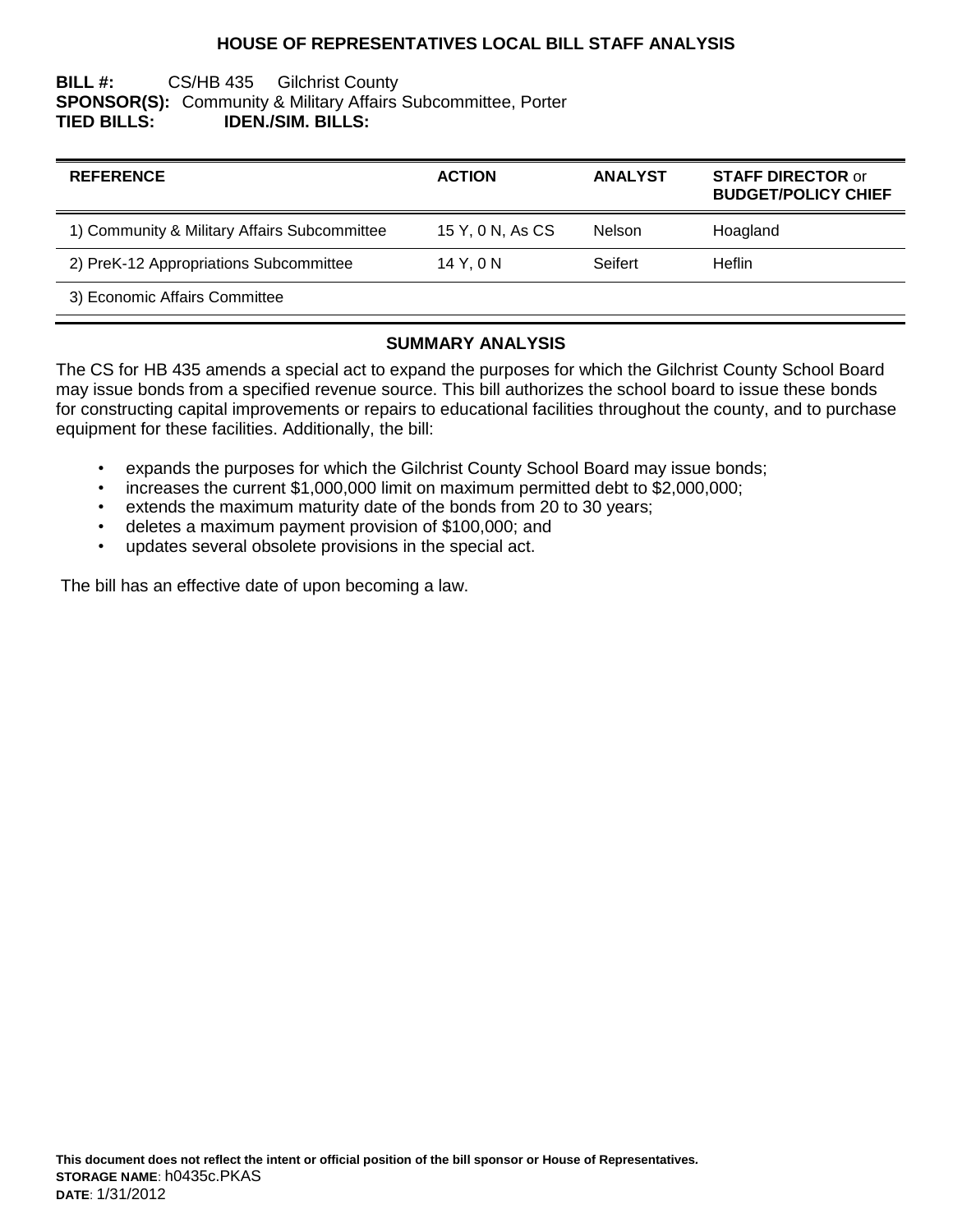# HOUSE OF REPRESENTATIVES LOCAL BILL STAFF ANALYSIS

**BILL #:** CS/HB 435 Gilchrist County
**SPONSOR(S):** Community & Military Affairs Subcommittee, Porter
**TIED BILLS:** **IDEN./SIM. BILLS:**

| REFERENCE | ACTION | ANALYST | STAFF DIRECTOR or BUDGET/POLICY CHIEF |
|---|---|---|---|
| 1) Community & Military Affairs Subcommittee | 15 Y, 0 N, As CS | Nelson | Hoagland |
| 2) PreK-12 Appropriations Subcommittee | 14 Y, 0 N | Seifert | Heflin |
| 3) Economic Affairs Committee | | | |

## SUMMARY ANALYSIS

The CS for HB 435 amends a special act to expand the purposes for which the Gilchrist County School Board may issue bonds from a specified revenue source. This bill authorizes the school board to issue these bonds for constructing capital improvements or repairs to educational facilities throughout the county, and to purchase equipment for these facilities. Additionally, the bill:

- expands the purposes for which the Gilchrist County School Board may issue bonds;
- increases the current $1,000,000 limit on maximum permitted debt to $2,000,000;
- extends the maximum maturity date of the bonds from 20 to 30 years;
- deletes a maximum payment provision of $100,000; and
- updates several obsolete provisions in the special act.

The bill has an effective date of upon becoming a law.

**This document does not reflect the intent or official position of the bill sponsor or House of Representatives.**
**STORAGE NAME**: h0435c.PKAS
**DATE**: 1/31/2012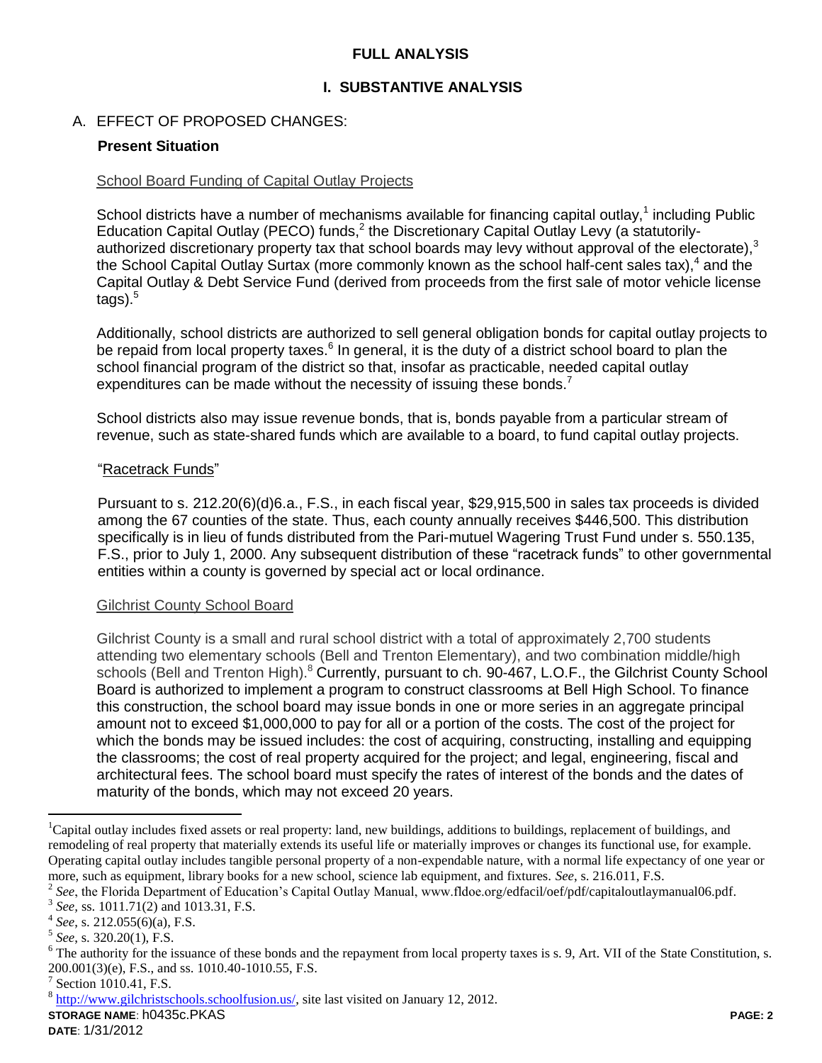# FULL ANALYSIS

## I. SUBSTANTIVE ANALYSIS

### A. EFFECT OF PROPOSED CHANGES:

**Present Situation**

School Board Funding of Capital Outlay Projects

School districts have a number of mechanisms available for financing capital outlay,[1] including Public Education Capital Outlay (PECO) funds,[2] the Discretionary Capital Outlay Levy (a statutorily-authorized discretionary property tax that school boards may levy without approval of the electorate),[3] the School Capital Outlay Surtax (more commonly known as the school half-cent sales tax),[4] and the Capital Outlay & Debt Service Fund (derived from proceeds from the first sale of motor vehicle license tags).[5]

Additionally, school districts are authorized to sell general obligation bonds for capital outlay projects to be repaid from local property taxes.[6] In general, it is the duty of a district school board to plan the school financial program of the district so that, insofar as practicable, needed capital outlay expenditures can be made without the necessity of issuing these bonds.[7]

School districts also may issue revenue bonds, that is, bonds payable from a particular stream of revenue, such as state-shared funds which are available to a board, to fund capital outlay projects.

"Racetrack Funds"

Pursuant to s. 212.20(6)(d)6.a., F.S., in each fiscal year, $29,915,500 in sales tax proceeds is divided among the 67 counties of the state. Thus, each county annually receives $446,500. This distribution specifically is in lieu of funds distributed from the Pari-mutuel Wagering Trust Fund under s. 550.135, F.S., prior to July 1, 2000. Any subsequent distribution of these "racetrack funds" to other governmental entities within a county is governed by special act or local ordinance.

Gilchrist County School Board

Gilchrist County is a small and rural school district with a total of approximately 2,700 students attending two elementary schools (Bell and Trenton Elementary), and two combination middle/high schools (Bell and Trenton High).[8] Currently, pursuant to ch. 90-467, L.O.F., the Gilchrist County School Board is authorized to implement a program to construct classrooms at Bell High School. To finance this construction, the school board may issue bonds in one or more series in an aggregate principal amount not to exceed $1,000,000 to pay for all or a portion of the costs. The cost of the project for which the bonds may be issued includes: the cost of acquiring, constructing, installing and equipping the classrooms; the cost of real property acquired for the project; and legal, engineering, fiscal and architectural fees. The school board must specify the rates of interest of the bonds and the dates of maturity of the bonds, which may not exceed 20 years.

---

[1] Capital outlay includes fixed assets or real property: land, new buildings, additions to buildings, replacement of buildings, and remodeling of real property that materially extends its useful life or materially improves or changes its functional use, for example. Operating capital outlay includes tangible personal property of a non-expendable nature, with a normal life expectancy of one year or more, such as equipment, library books for a new school, science lab equipment, and fixtures. *See*, s. 216.011, F.S.

[2] *See*, the Florida Department of Education's Capital Outlay Manual, www.fldoe.org/edfacil/oef/pdf/capitaloutlaymanual06.pdf.

[3] *See*, ss. 1011.71(2) and 1013.31, F.S.

[4] *See*, s. 212.055(6)(a), F.S.

[5] *See*, s. 320.20(1), F.S.

[6] The authority for the issuance of these bonds and the repayment from local property taxes is s. 9, Art. VII of the State Constitution, s. 200.001(3)(e), F.S., and ss. 1010.40-1010.55, F.S.

[7] Section 1010.41, F.S.

[8] http://www.gilchristschools.schoolfusion.us/, site last visited on January 12, 2012.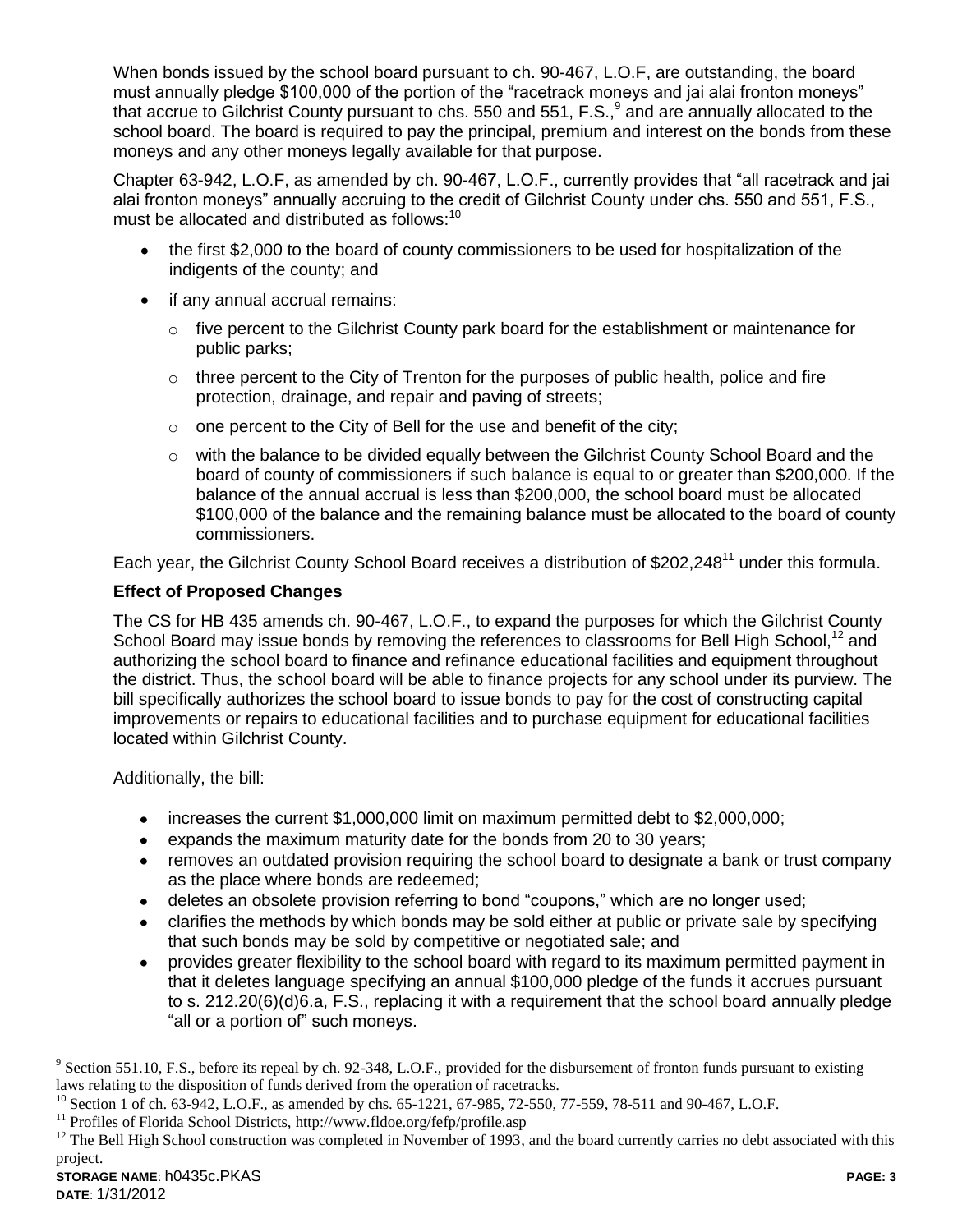When bonds issued by the school board pursuant to ch. 90-467, L.O.F, are outstanding, the board must annually pledge $100,000 of the portion of the "racetrack moneys and jai alai fronton moneys" that accrue to Gilchrist County pursuant to chs. 550 and 551, F.S.,[9] and are annually allocated to the school board. The board is required to pay the principal, premium and interest on the bonds from these moneys and any other moneys legally available for that purpose.

Chapter 63-942, L.O.F, as amended by ch. 90-467, L.O.F., currently provides that "all racetrack and jai alai fronton moneys" annually accruing to the credit of Gilchrist County under chs. 550 and 551, F.S., must be allocated and distributed as follows:[10]

- the first $2,000 to the board of county commissioners to be used for hospitalization of the indigents of the county; and
- if any annual accrual remains:
  - five percent to the Gilchrist County park board for the establishment or maintenance for public parks;
  - three percent to the City of Trenton for the purposes of public health, police and fire protection, drainage, and repair and paving of streets;
  - one percent to the City of Bell for the use and benefit of the city;
  - with the balance to be divided equally between the Gilchrist County School Board and the board of county of commissioners if such balance is equal to or greater than $200,000. If the balance of the annual accrual is less than $200,000, the school board must be allocated $100,000 of the balance and the remaining balance must be allocated to the board of county commissioners.

Each year, the Gilchrist County School Board receives a distribution of $202,248[11] under this formula.

**Effect of Proposed Changes**

The CS for HB 435 amends ch. 90-467, L.O.F., to expand the purposes for which the Gilchrist County School Board may issue bonds by removing the references to classrooms for Bell High School,[12] and authorizing the school board to finance and refinance educational facilities and equipment throughout the district. Thus, the school board will be able to finance projects for any school under its purview. The bill specifically authorizes the school board to issue bonds to pay for the cost of constructing capital improvements or repairs to educational facilities and to purchase equipment for educational facilities located within Gilchrist County.

Additionally, the bill:

- increases the current $1,000,000 limit on maximum permitted debt to $2,000,000;
- expands the maximum maturity date for the bonds from 20 to 30 years;
- removes an outdated provision requiring the school board to designate a bank or trust company as the place where bonds are redeemed;
- deletes an obsolete provision referring to bond "coupons," which are no longer used;
- clarifies the methods by which bonds may be sold either at public or private sale by specifying that such bonds may be sold by competitive or negotiated sale; and
- provides greater flexibility to the school board with regard to its maximum permitted payment in that it deletes language specifying an annual $100,000 pledge of the funds it accrues pursuant to s. 212.20(6)(d)6.a, F.S., replacing it with a requirement that the school board annually pledge "all or a portion of" such moneys.

---

[9] Section 551.10, F.S., before its repeal by ch. 92-348, L.O.F., provided for the disbursement of fronton funds pursuant to existing laws relating to the disposition of funds derived from the operation of racetracks.

[10] Section 1 of ch. 63-942, L.O.F., as amended by chs. 65-1221, 67-985, 72-550, 77-559, 78-511 and 90-467, L.O.F.

[11] Profiles of Florida School Districts, http://www.fldoe.org/fefp/profile.asp

[12] The Bell High School construction was completed in November of 1993, and the board currently carries no debt associated with this project.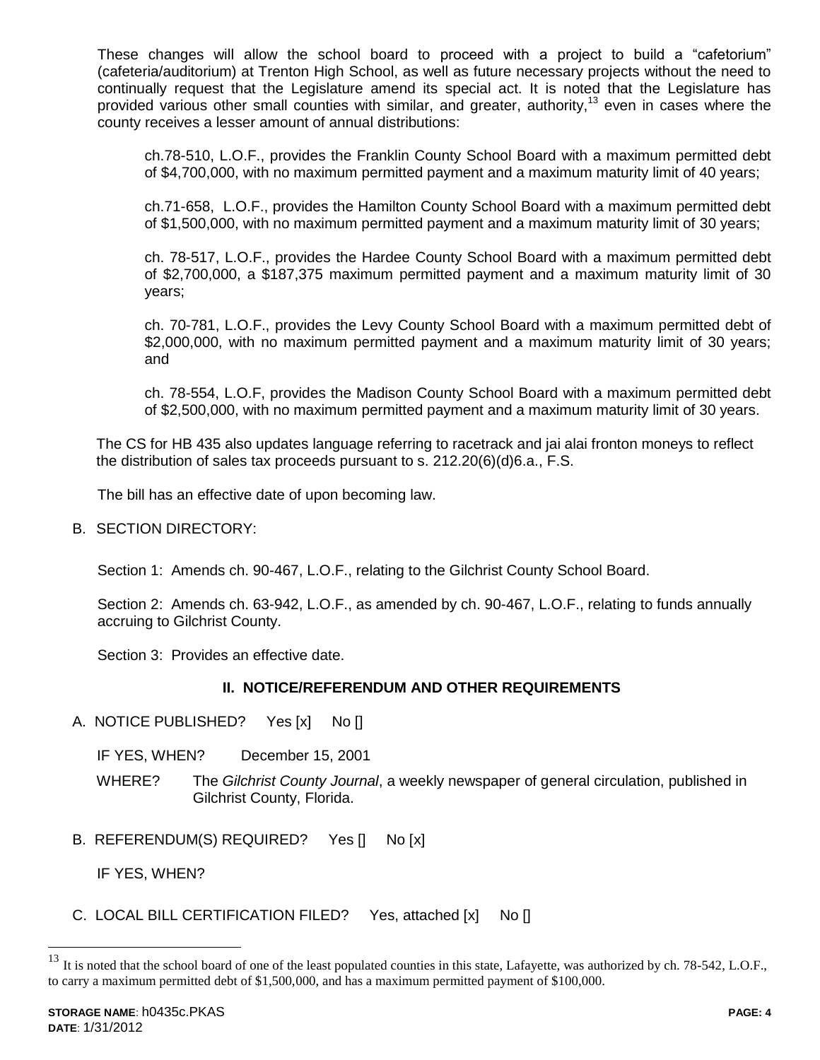These changes will allow the school board to proceed with a project to build a "cafetorium" (cafeteria/auditorium) at Trenton High School, as well as future necessary projects without the need to continually request that the Legislature amend its special act. It is noted that the Legislature has provided various other small counties with similar, and greater, authority,[13] even in cases where the county receives a lesser amount of annual distributions:

> ch.78-510, L.O.F., provides the Franklin County School Board with a maximum permitted debt of $4,700,000, with no maximum permitted payment and a maximum maturity limit of 40 years;
>
> ch.71-658, L.O.F., provides the Hamilton County School Board with a maximum permitted debt of $1,500,000, with no maximum permitted payment and a maximum maturity limit of 30 years;
>
> ch. 78-517, L.O.F., provides the Hardee County School Board with a maximum permitted debt of $2,700,000, a $187,375 maximum permitted payment and a maximum maturity limit of 30 years;
>
> ch. 70-781, L.O.F., provides the Levy County School Board with a maximum permitted debt of $2,000,000, with no maximum permitted payment and a maximum maturity limit of 30 years; and
>
> ch. 78-554, L.O.F, provides the Madison County School Board with a maximum permitted debt of $2,500,000, with no maximum permitted payment and a maximum maturity limit of 30 years.

The CS for HB 435 also updates language referring to racetrack and jai alai fronton moneys to reflect the distribution of sales tax proceeds pursuant to s. 212.20(6)(d)6.a., F.S.

The bill has an effective date of upon becoming law.

B. SECTION DIRECTORY:

Section 1: Amends ch. 90-467, L.O.F., relating to the Gilchrist County School Board.

Section 2: Amends ch. 63-942, L.O.F., as amended by ch. 90-467, L.O.F., relating to funds annually accruing to Gilchrist County.

Section 3: Provides an effective date.

## II. NOTICE/REFERENDUM AND OTHER REQUIREMENTS

A. NOTICE PUBLISHED? Yes [x] No []

IF YES, WHEN? December 15, 2001

WHERE? The *Gilchrist County Journal*, a weekly newspaper of general circulation, published in Gilchrist County, Florida.

B. REFERENDUM(S) REQUIRED? Yes [] No [x]

IF YES, WHEN?

C. LOCAL BILL CERTIFICATION FILED? Yes, attached [x] No []

---

[13] It is noted that the school board of one of the least populated counties in this state, Lafayette, was authorized by ch. 78-542, L.O.F., to carry a maximum permitted debt of $1,500,000, and has a maximum permitted payment of $100,000.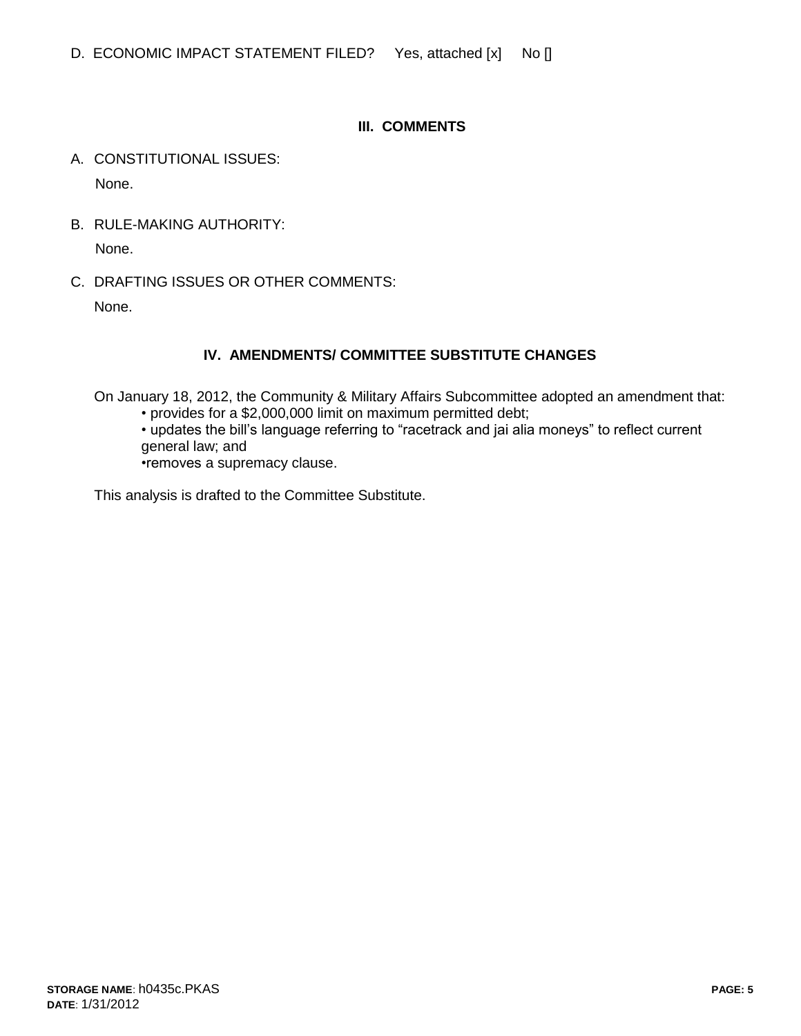D. ECONOMIC IMPACT STATEMENT FILED? Yes, attached [x] No []

## III. COMMENTS

A. CONSTITUTIONAL ISSUES:

None.

B. RULE-MAKING AUTHORITY:

None.

C. DRAFTING ISSUES OR OTHER COMMENTS:

None.

## IV. AMENDMENTS/ COMMITTEE SUBSTITUTE CHANGES

On January 18, 2012, the Community & Military Affairs Subcommittee adopted an amendment that:

- provides for a $2,000,000 limit on maximum permitted debt;
- updates the bill's language referring to "racetrack and jai alia moneys" to reflect current general law; and
- removes a supremacy clause.

This analysis is drafted to the Committee Substitute.